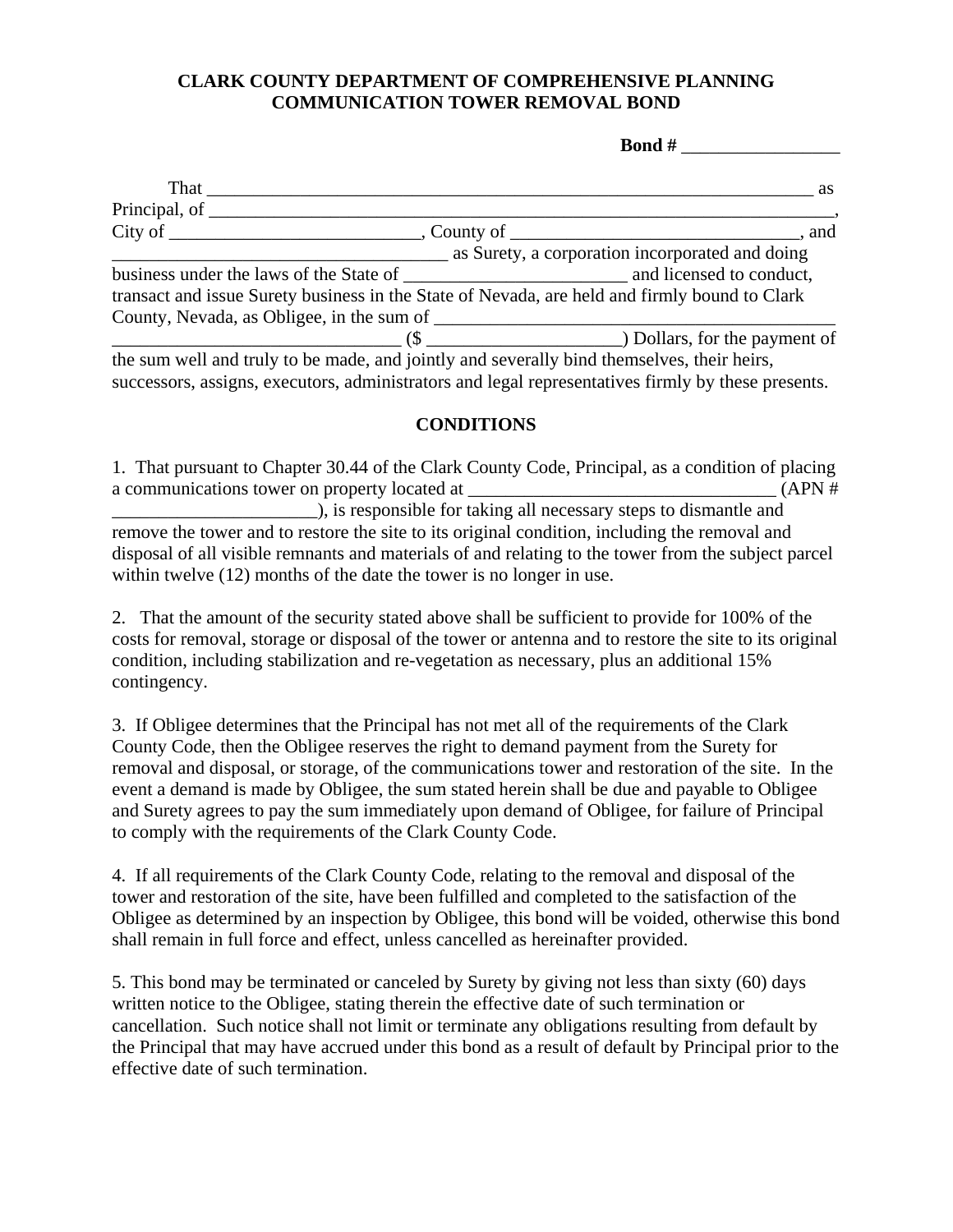# CLARK COUNTY DEPARTMENT OF COMPREHENSIVE PLANNING
# COMMUNICATION TOWER REMOVAL BOND

**Bond #** _________________

That ____________________________________________________________________ as Principal, of ______________________________________________________________________, City of ___________________________, County of _______________________________, and ____________________________________ as Surety, a corporation incorporated and doing business under the laws of the State of ________________________ and licensed to conduct, transact and issue Surety business in the State of Nevada, are held and firmly bound to Clark County, Nevada, as Obligee, in the sum of ____________________________________________ _______________________________ ($ _____________________) Dollars, for the payment of the sum well and truly to be made, and jointly and severally bind themselves, their heirs, successors, assigns, executors, administrators and legal representatives firmly by these presents.

## CONDITIONS

1. That pursuant to Chapter 30.44 of the Clark County Code, Principal, as a condition of placing a communications tower on property located at __________________________________ (APN # ______________________), is responsible for taking all necessary steps to dismantle and remove the tower and to restore the site to its original condition, including the removal and disposal of all visible remnants and materials of and relating to the tower from the subject parcel within twelve (12) months of the date the tower is no longer in use.

2. That the amount of the security stated above shall be sufficient to provide for 100% of the costs for removal, storage or disposal of the tower or antenna and to restore the site to its original condition, including stabilization and re-vegetation as necessary, plus an additional 15% contingency.

3. If Obligee determines that the Principal has not met all of the requirements of the Clark County Code, then the Obligee reserves the right to demand payment from the Surety for removal and disposal, or storage, of the communications tower and restoration of the site. In the event a demand is made by Obligee, the sum stated herein shall be due and payable to Obligee and Surety agrees to pay the sum immediately upon demand of Obligee, for failure of Principal to comply with the requirements of the Clark County Code.

4. If all requirements of the Clark County Code, relating to the removal and disposal of the tower and restoration of the site, have been fulfilled and completed to the satisfaction of the Obligee as determined by an inspection by Obligee, this bond will be voided, otherwise this bond shall remain in full force and effect, unless cancelled as hereinafter provided.

5. This bond may be terminated or canceled by Surety by giving not less than sixty (60) days written notice to the Obligee, stating therein the effective date of such termination or cancellation. Such notice shall not limit or terminate any obligations resulting from default by the Principal that may have accrued under this bond as a result of default by Principal prior to the effective date of such termination.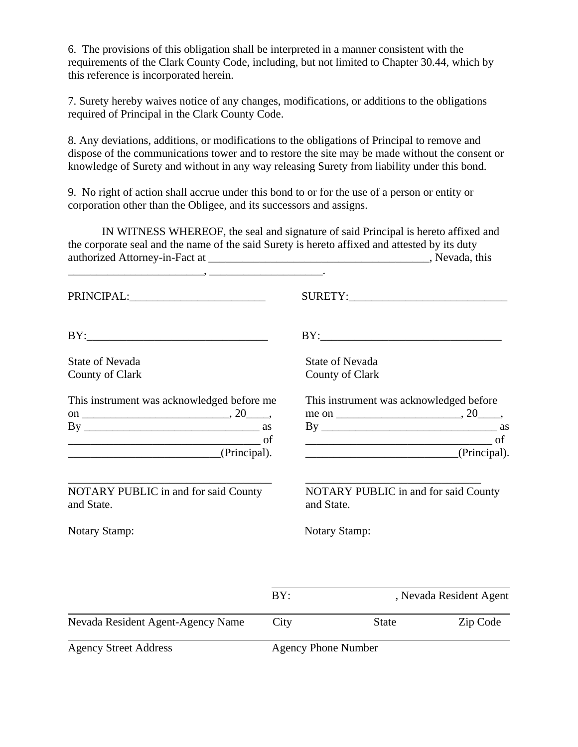6. The provisions of this obligation shall be interpreted in a manner consistent with the requirements of the Clark County Code, including, but not limited to Chapter 30.44, which by this reference is incorporated herein.

7. Surety hereby waives notice of any changes, modifications, or additions to the obligations required of Principal in the Clark County Code.

8. Any deviations, additions, or modifications to the obligations of Principal to remove and dispose of the communications tower and to restore the site may be made without the consent or knowledge of Surety and without in any way releasing Surety from liability under this bond.

9. No right of action shall accrue under this bond to or for the use of a person or entity or corporation other than the Obligee, and its successors and assigns.

IN WITNESS WHEREOF, the seal and signature of said Principal is hereto affixed and the corporate seal and the name of the said Surety is hereto affixed and attested by its duty authorized Attorney-in-Fact at ________________________________________, Nevada, this ________________________, ____________________.

PRINCIPAL:________________________

BY:________________________________

State of Nevada
County of Clark

This instrument was acknowledged before me on __________________________, 20____,
By _______________________________ as
__________________________________ of
__________________________(Principal).

___________________________________
NOTARY PUBLIC in and for said County and State.

Notary Stamp:

SURETY:____________________________

BY:________________________________

State of Nevada
County of Clark

This instrument was acknowledged before me on ______________________, 20____,
By _______________________________ as
_________________________________ of
___________________________(Principal).

________________________________
NOTARY PUBLIC in and for said County and State.

Notary Stamp:

BY: ______________________, Nevada Resident Agent

| | | | |
|---|---|---|---|
| Nevada Resident Agent-Agency Name | City | State | Zip Code |
| Agency Street Address | Agency Phone Number | | |